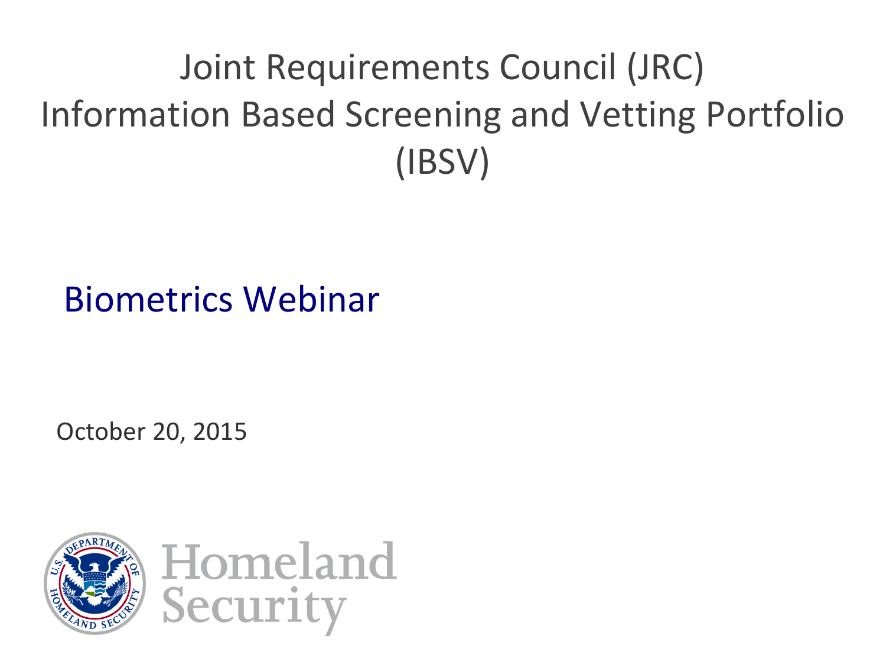# Joint Requirements Council (JRC) Information Based Screening and Vetting Portfolio (IBSV)

## Biometrics Webinar

October 20, 2015

Homeland Security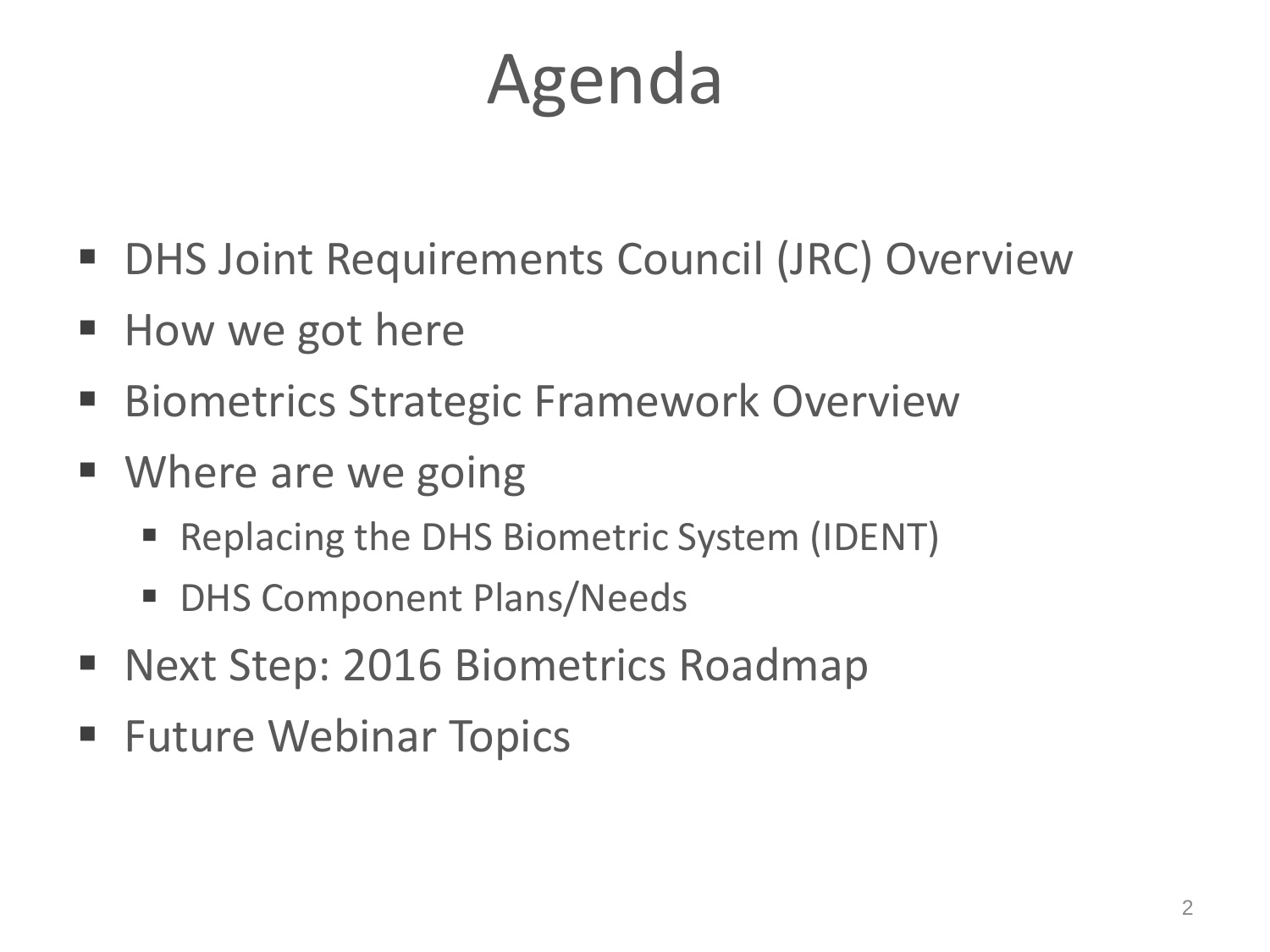# Agenda

- DHS Joint Requirements Council (JRC) Overview
- How we got here
- Biometrics Strategic Framework Overview
- Where are we going
  - Replacing the DHS Biometric System (IDENT)
  - DHS Component Plans/Needs
- Next Step: 2016 Biometrics Roadmap
- Future Webinar Topics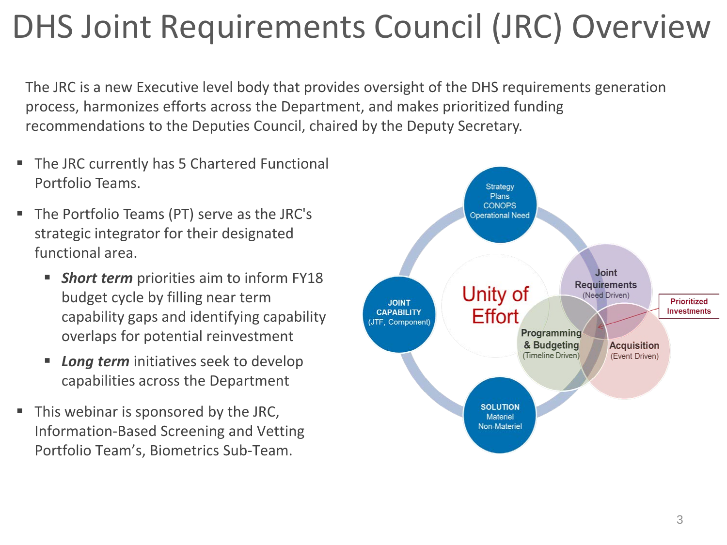# DHS Joint Requirements Council (JRC) Overview

The JRC is a new Executive level body that provides oversight of the DHS requirements generation process, harmonizes efforts across the Department, and makes prioritized funding recommendations to the Deputies Council, chaired by the Deputy Secretary.

- The JRC currently has 5 Chartered Functional Portfolio Teams.
- The Portfolio Teams (PT) serve as the JRC's strategic integrator for their designated functional area.
  - ***Short term*** priorities aim to inform FY18 budget cycle by filling near term capability gaps and identifying capability overlaps for potential reinvestment
  - ***Long term*** initiatives seek to develop capabilities across the Department
- This webinar is sponsored by the JRC, Information-Based Screening and Vetting Portfolio Team's, Biometrics Sub-Team.

Strategy
Plans
CONOPS
Operational Need

JOINT CAPABILITY (JTF, Component)

Unity of Effort

Joint Requirements (Need Driven)

Programming & Budgeting (Timeline Driven)

Acquisition (Event Driven)

Prioritized Investments

SOLUTION
Materiel
Non-Materiel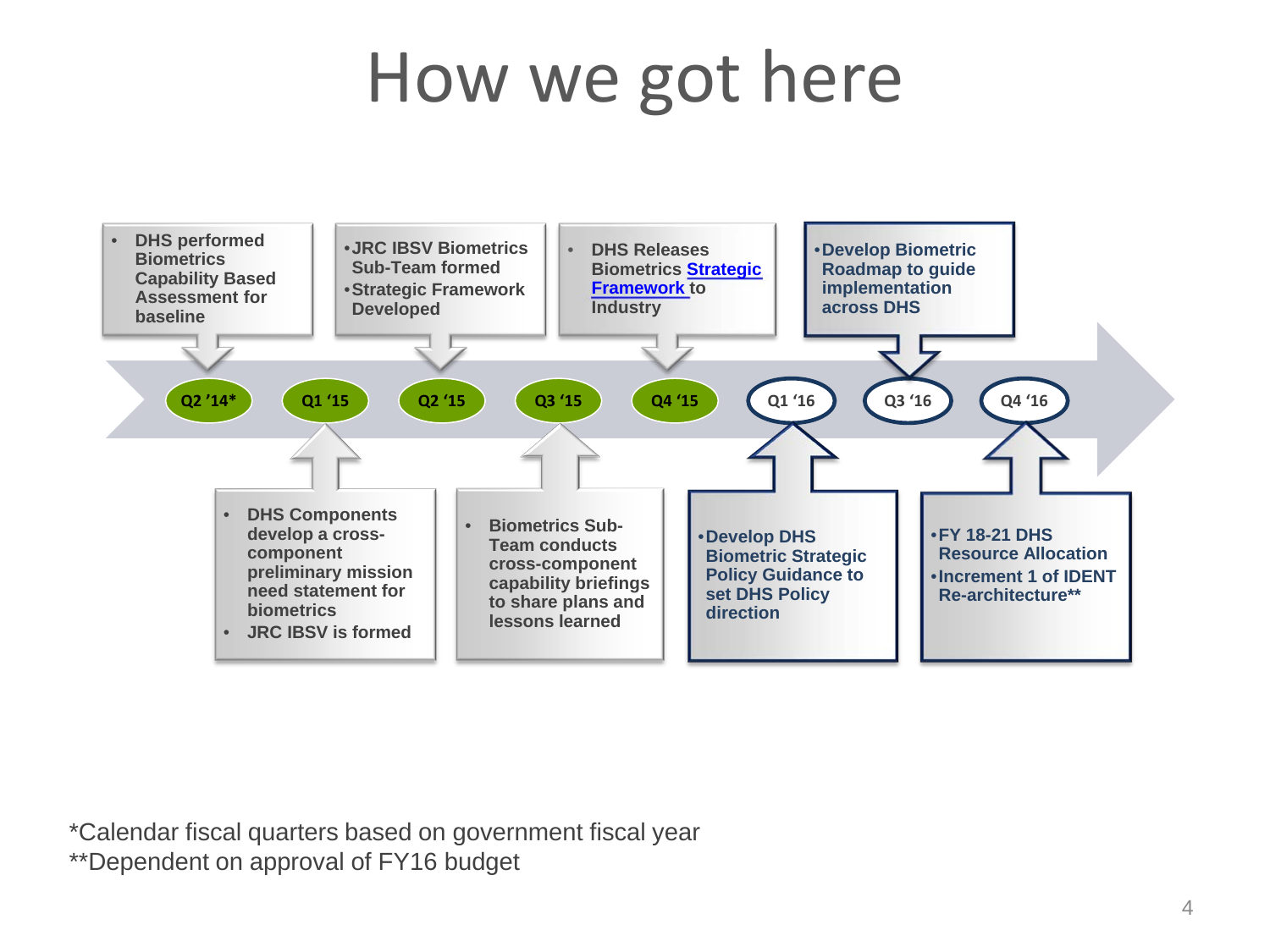# How we got here

**Q2 '14***
- DHS performed Biometrics Capability Based Assessment for baseline

**Q1 '15**
- DHS Components develop a cross-component preliminary mission need statement for biometrics
- JRC IBSV is formed

**Q2 '15**
- JRC IBSV Biometrics Sub-Team formed
- Strategic Framework Developed

**Q3 '15**
- Biometrics Sub-Team conducts cross-component capability briefings to share plans and lessons learned

**Q4 '15**
- DHS Releases Biometrics Strategic Framework to Industry

**Q1 '16**
- Develop DHS Biometric Strategic Policy Guidance to set DHS Policy direction

**Q3 '16**
- Develop Biometric Roadmap to guide implementation across DHS

**Q4 '16**
- FY 18-21 DHS Resource Allocation
- Increment 1 of IDENT Re-architecture**

*Calendar fiscal quarters based on government fiscal year
**Dependent on approval of FY16 budget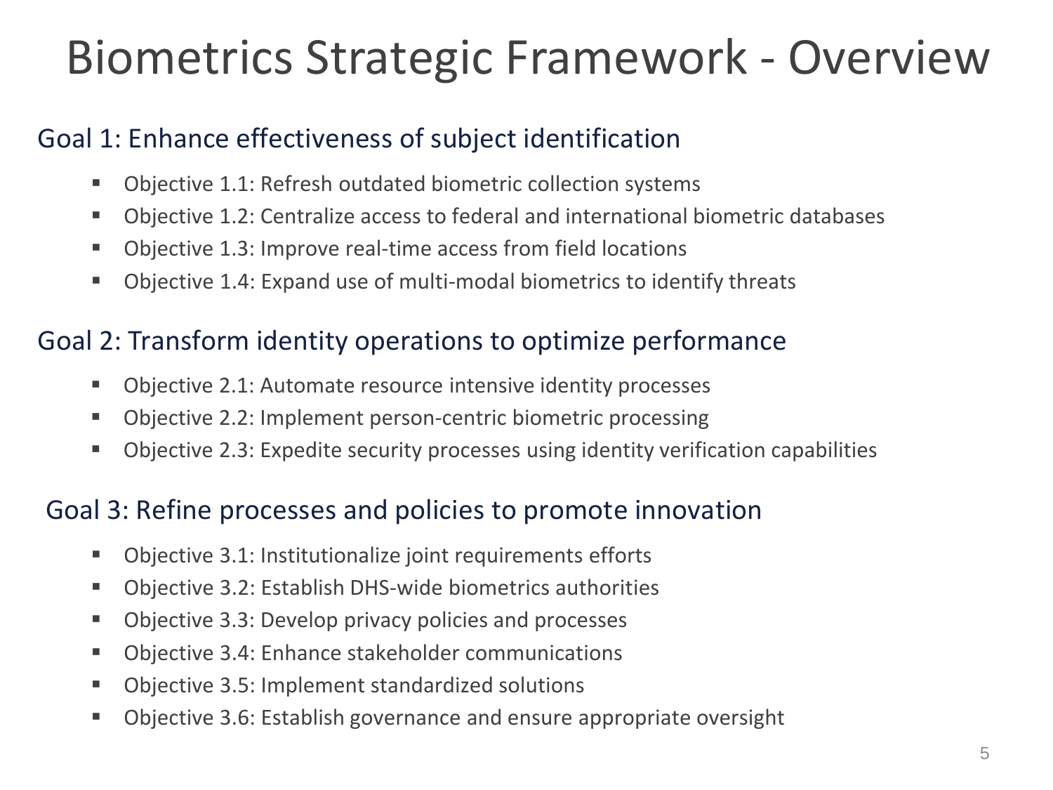# Biometrics Strategic Framework - Overview

## Goal 1: Enhance effectiveness of subject identification

- Objective 1.1: Refresh outdated biometric collection systems
- Objective 1.2: Centralize access to federal and international biometric databases
- Objective 1.3: Improve real-time access from field locations
- Objective 1.4: Expand use of multi-modal biometrics to identify threats

## Goal 2: Transform identity operations to optimize performance

- Objective 2.1: Automate resource intensive identity processes
- Objective 2.2: Implement person-centric biometric processing
- Objective 2.3: Expedite security processes using identity verification capabilities

## Goal 3: Refine processes and policies to promote innovation

- Objective 3.1: Institutionalize joint requirements efforts
- Objective 3.2: Establish DHS-wide biometrics authorities
- Objective 3.3: Develop privacy policies and processes
- Objective 3.4: Enhance stakeholder communications
- Objective 3.5: Implement standardized solutions
- Objective 3.6: Establish governance and ensure appropriate oversight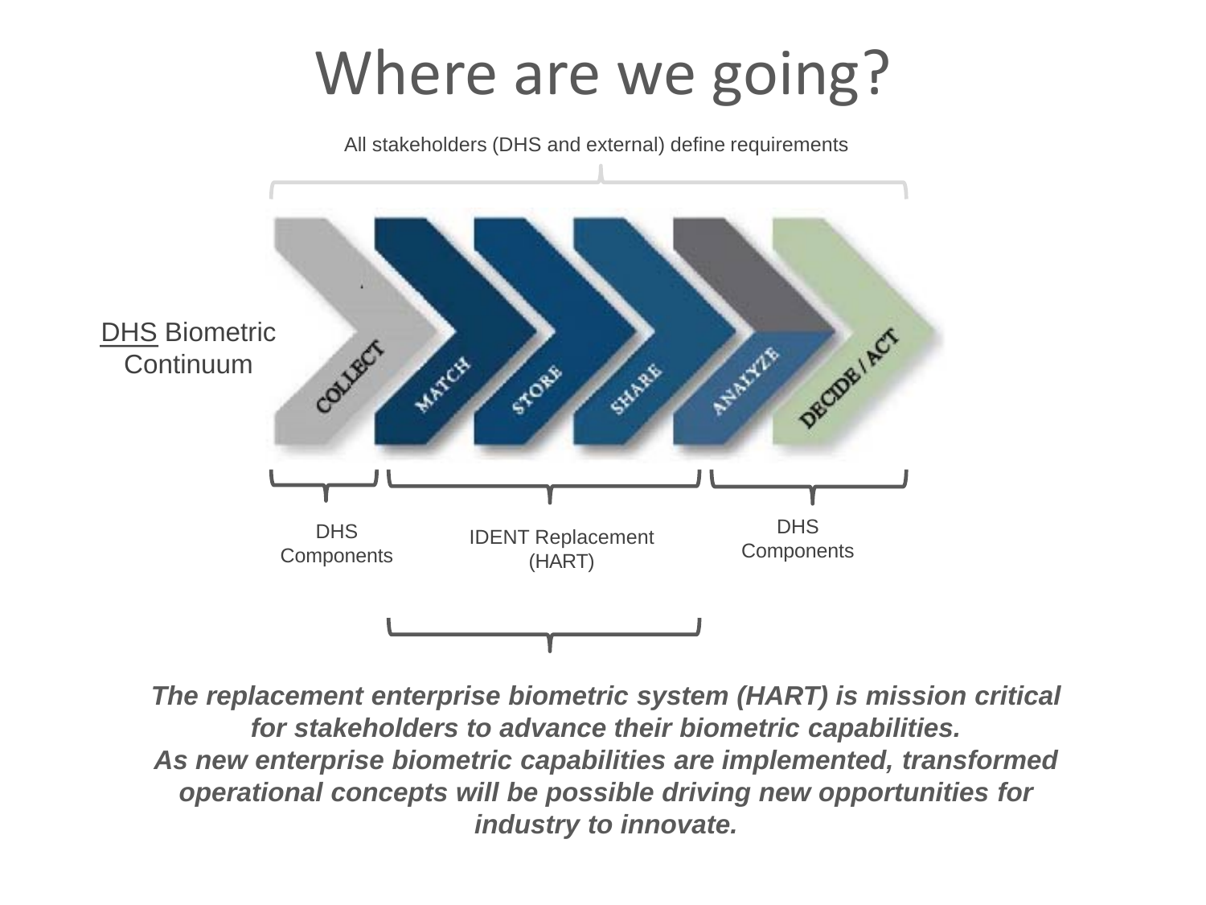# Where are we going?

All stakeholders (DHS and external) define requirements

DHS Biometric Continuum

COLLECT — MATCH — STORE — SHARE — ANALYZE — DECIDE / ACT

DHS Components

IDENT Replacement (HART)

DHS Components

***The replacement enterprise biometric system (HART) is mission critical for stakeholders to advance their biometric capabilities.***
***As new enterprise biometric capabilities are implemented, transformed operational concepts will be possible driving new opportunities for industry to innovate.***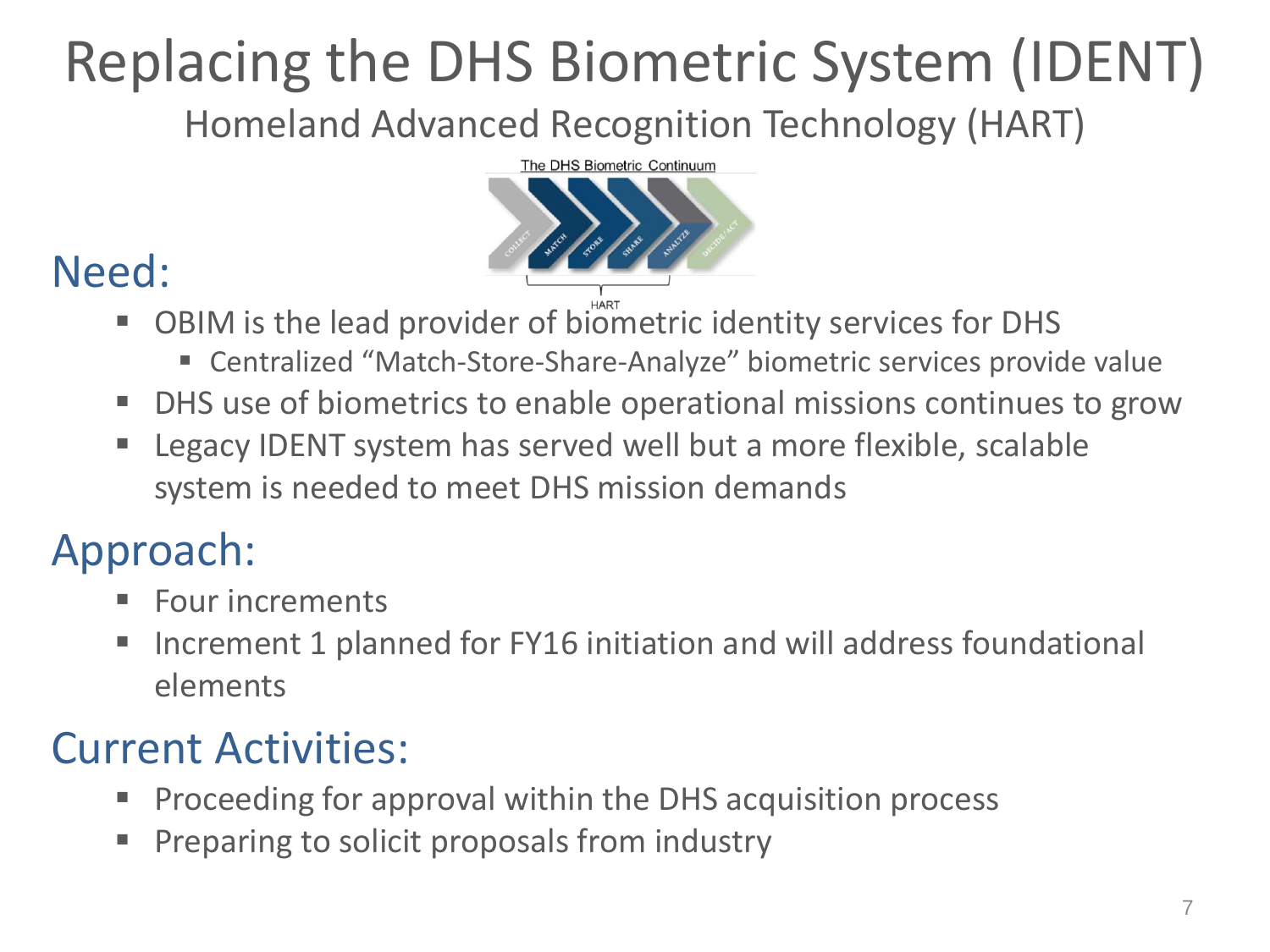# Replacing the DHS Biometric System (IDENT)

## Homeland Advanced Recognition Technology (HART)

## Need:

- OBIM is the lead provider of biometric identity services for DHS
  - Centralized "Match-Store-Share-Analyze" biometric services provide value
- DHS use of biometrics to enable operational missions continues to grow
- Legacy IDENT system has served well but a more flexible, scalable system is needed to meet DHS mission demands

## Approach:

- Four increments
- Increment 1 planned for FY16 initiation and will address foundational elements

## Current Activities:

- Proceeding for approval within the DHS acquisition process
- Preparing to solicit proposals from industry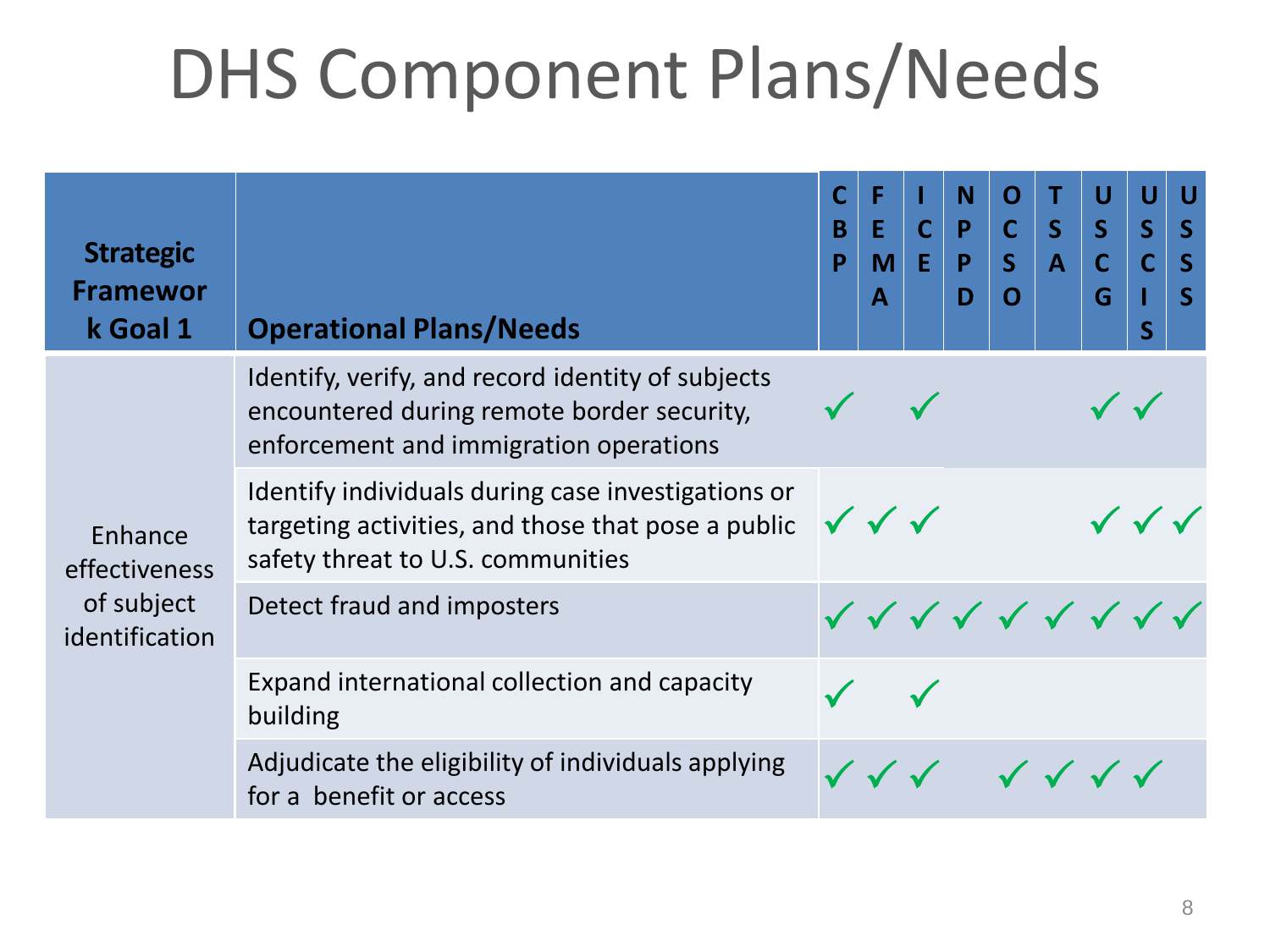# DHS Component Plans/Needs

| Strategic Framework Goal 1 | Operational Plans/Needs | CBP | FEMA | ICE | NPPD | OCSO | TSA | USCG | USCIS | USSS |
|---|---|---|---|---|---|---|---|---|---|---|
| Enhance effectiveness of subject identification | Identify, verify, and record identity of subjects encountered during remote border security, enforcement and immigration operations | ✓ | | ✓ | | | | ✓ | ✓ | |
| | Identify individuals during case investigations or targeting activities, and those that pose a public safety threat to U.S. communities | ✓ | ✓ | ✓ | | | | ✓ | ✓ | ✓ |
| | Detect fraud and imposters | ✓ | ✓ | ✓ | ✓ | ✓ | ✓ | ✓ | ✓ | ✓ |
| | Expand international collection and capacity building | ✓ | | ✓ | | | | | | |
| | Adjudicate the eligibility of individuals applying for a benefit or access | ✓ | ✓ | ✓ | | ✓ | ✓ | ✓ | ✓ | |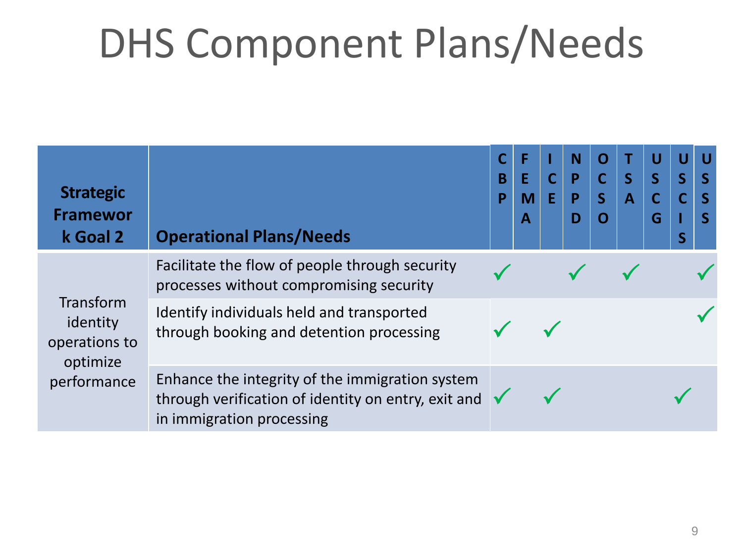# DHS Component Plans/Needs

| Strategic Framework Goal 2 | Operational Plans/Needs | CBP | FEMA | ICE | NPPD | OCSO | TSA | USCG | USCIS | USSS |
|---|---|---|---|---|---|---|---|---|---|---|
| Transform identity operations to optimize performance | Facilitate the flow of people through security processes without compromising security | ✓ | | | ✓ | | ✓ | | | ✓ |
| | Identify individuals held and transported through booking and detention processing | ✓ | | ✓ | | | | | | ✓ |
| | Enhance the integrity of the immigration system through verification of identity on entry, exit and in immigration processing | ✓ | | ✓ | | | | | ✓ | |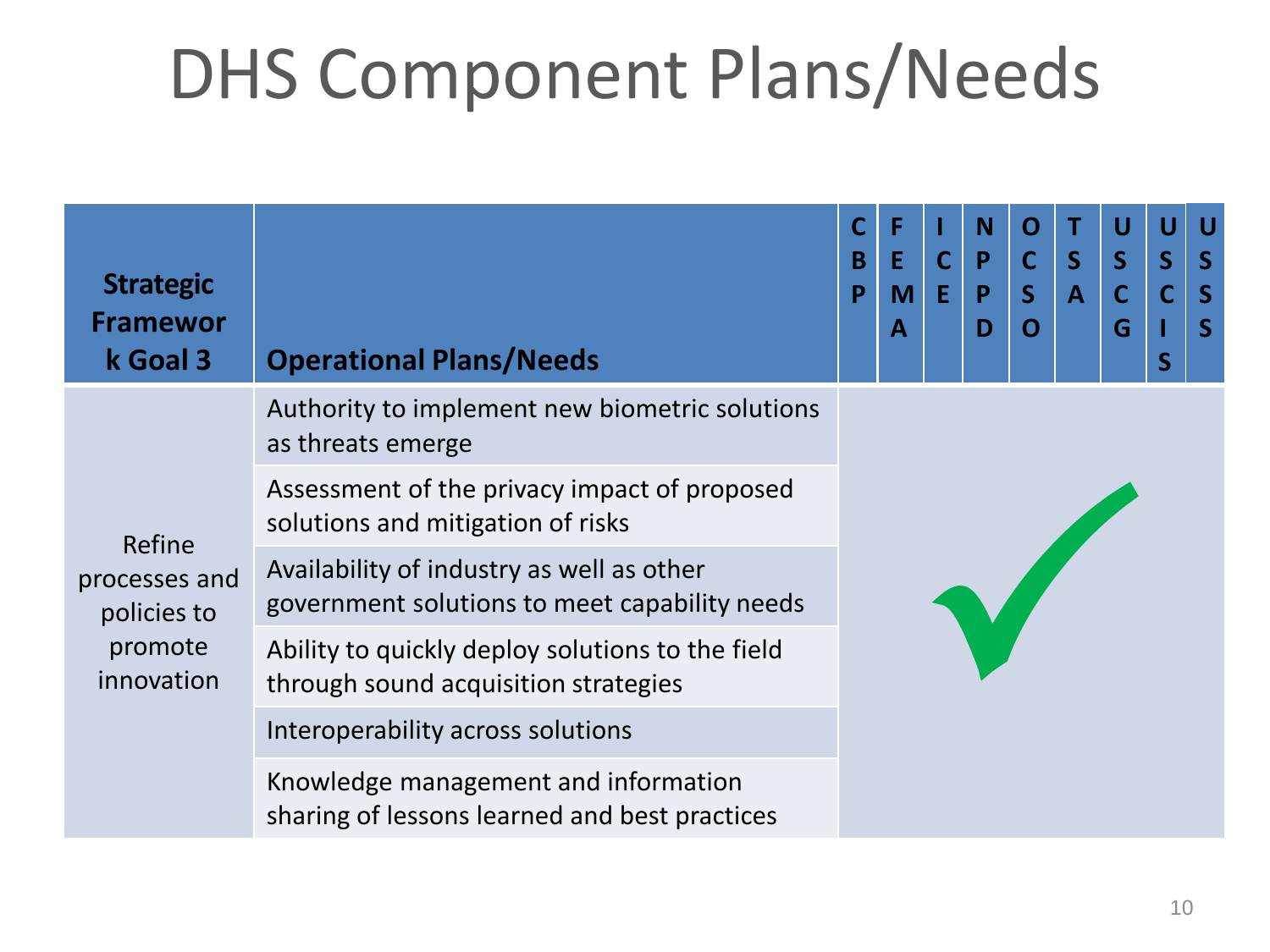# DHS Component Plans/Needs

| Strategic Framework Goal 3 | Operational Plans/Needs | CBP | FEMA | ICE | NPPD | OCSO | TSA | USCG | USCIS | USSS |
|---|---|---|---|---|---|---|---|---|---|---|
| Refine processes and policies to promote innovation | Authority to implement new biometric solutions as threats emerge | ✓ | ✓ | ✓ | ✓ | ✓ | ✓ | ✓ | ✓ | ✓ |
| | Assessment of the privacy impact of proposed solutions and mitigation of risks | ✓ | ✓ | ✓ | ✓ | ✓ | ✓ | ✓ | ✓ | ✓ |
| | Availability of industry as well as other government solutions to meet capability needs | ✓ | ✓ | ✓ | ✓ | ✓ | ✓ | ✓ | ✓ | ✓ |
| | Ability to quickly deploy solutions to the field through sound acquisition strategies | ✓ | ✓ | ✓ | ✓ | ✓ | ✓ | ✓ | ✓ | ✓ |
| | Interoperability across solutions | ✓ | ✓ | ✓ | ✓ | ✓ | ✓ | ✓ | ✓ | ✓ |
| | Knowledge management and information sharing of lessons learned and best practices | ✓ | ✓ | ✓ | ✓ | ✓ | ✓ | ✓ | ✓ | ✓ |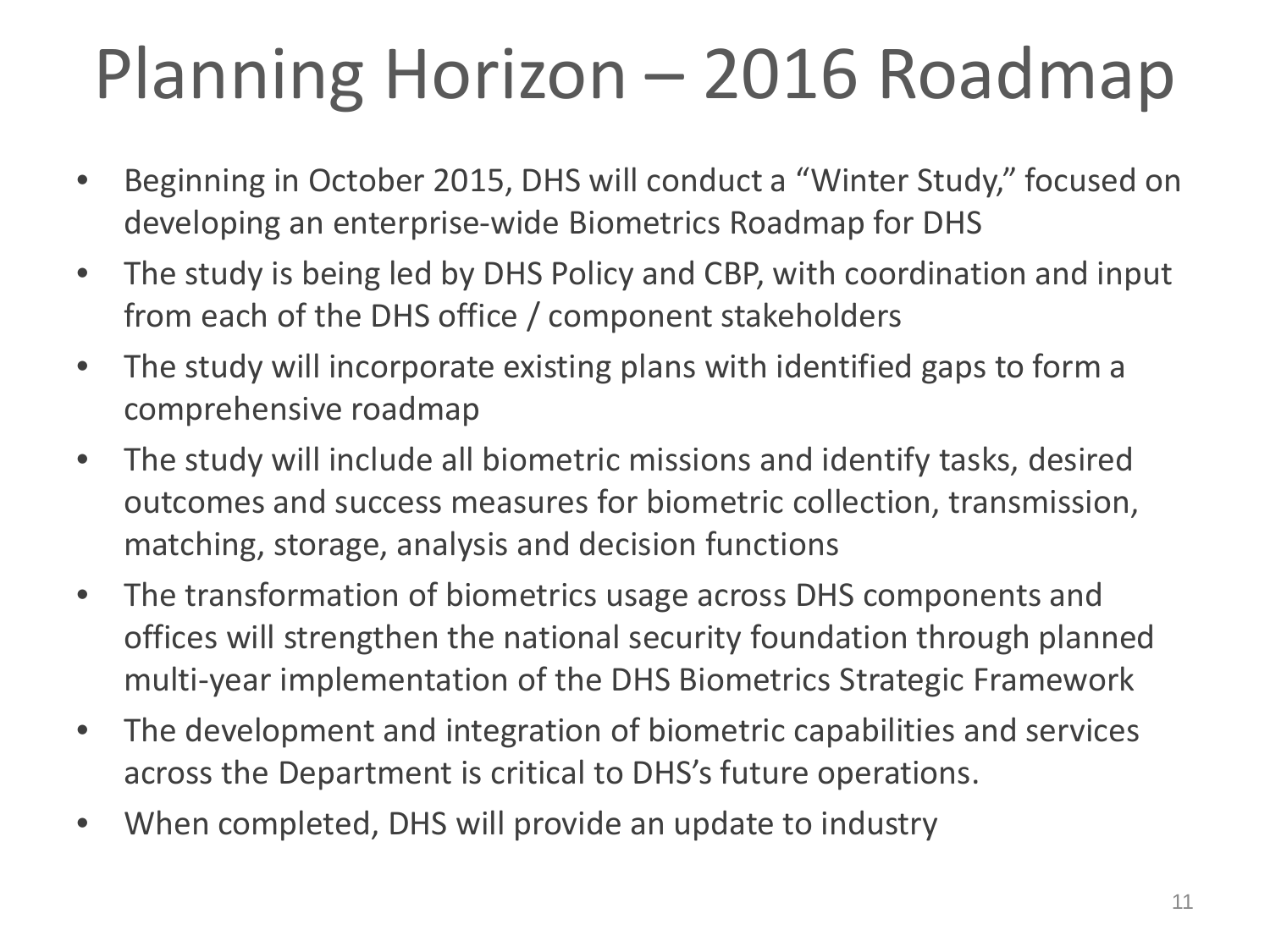# Planning Horizon – 2016 Roadmap

- Beginning in October 2015, DHS will conduct a "Winter Study," focused on developing an enterprise-wide Biometrics Roadmap for DHS
- The study is being led by DHS Policy and CBP, with coordination and input from each of the DHS office / component stakeholders
- The study will incorporate existing plans with identified gaps to form a comprehensive roadmap
- The study will include all biometric missions and identify tasks, desired outcomes and success measures for biometric collection, transmission, matching, storage, analysis and decision functions
- The transformation of biometrics usage across DHS components and offices will strengthen the national security foundation through planned multi-year implementation of the DHS Biometrics Strategic Framework
- The development and integration of biometric capabilities and services across the Department is critical to DHS's future operations.
- When completed, DHS will provide an update to industry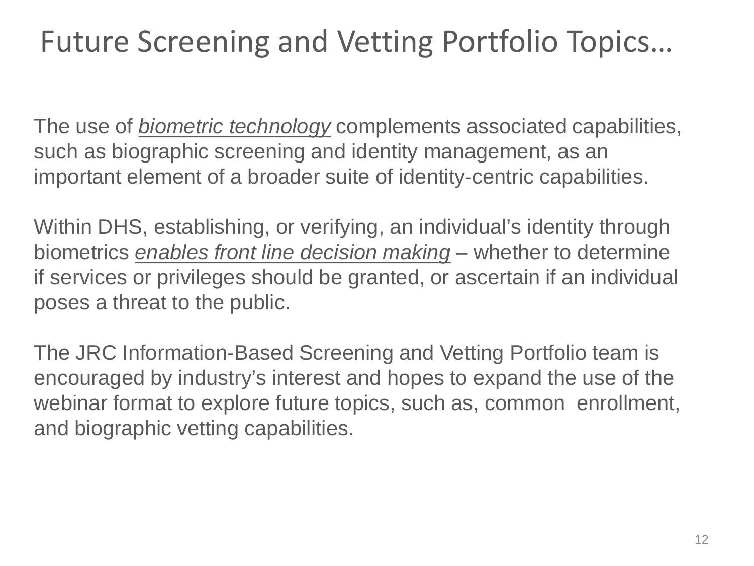# Future Screening and Vetting Portfolio Topics…

The use of *biometric technology* complements associated capabilities, such as biographic screening and identity management, as an important element of a broader suite of identity-centric capabilities.

Within DHS, establishing, or verifying, an individual's identity through biometrics *enables front line decision making* – whether to determine if services or privileges should be granted, or ascertain if an individual poses a threat to the public.

The JRC Information-Based Screening and Vetting Portfolio team is encouraged by industry's interest and hopes to expand the use of the webinar format to explore future topics, such as, common enrollment, and biographic vetting capabilities.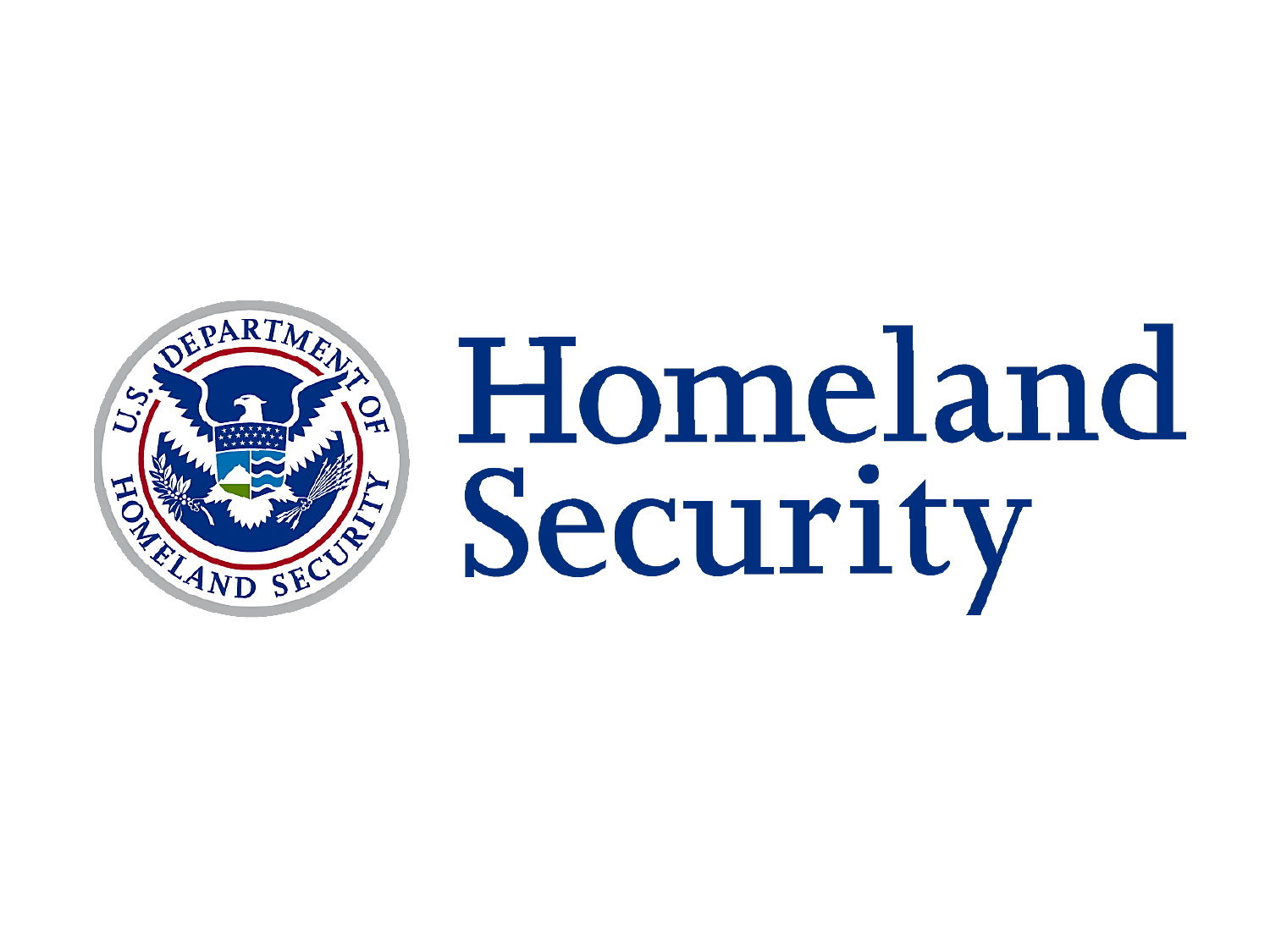Homeland Security